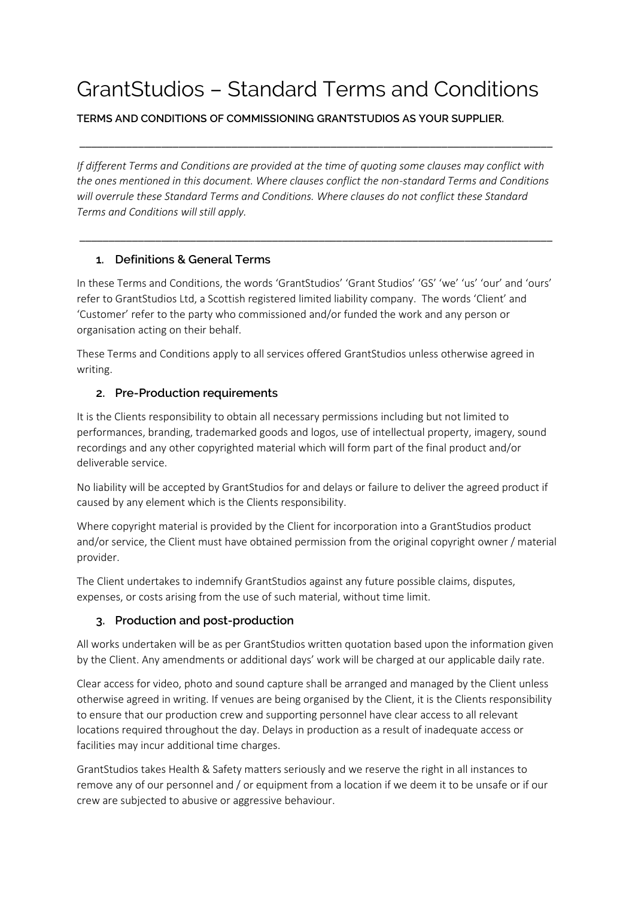# GrantStudios – Standard Terms and Conditions

**TERMS AND CONDITIONS OF COMMISSIONING GRANTSTUDIOS AS YOUR SUPPLIER.**

---

*If different Terms and Conditions are provided at the time of quoting some clauses may conflict with the ones mentioned in this document. Where clauses conflict the non-standard Terms and Conditions will overrule these Standard Terms and Conditions. Where clauses do not conflict these Standard Terms and Conditions will still apply.*

---

## 1. Definitions & General Terms

In these Terms and Conditions, the words 'GrantStudios' 'Grant Studios' 'GS' 'we' 'us' 'our' and 'ours' refer to GrantStudios Ltd, a Scottish registered limited liability company. The words 'Client' and 'Customer' refer to the party who commissioned and/or funded the work and any person or organisation acting on their behalf.

These Terms and Conditions apply to all services offered GrantStudios unless otherwise agreed in writing.

## 2. Pre-Production requirements

It is the Clients responsibility to obtain all necessary permissions including but not limited to performances, branding, trademarked goods and logos, use of intellectual property, imagery, sound recordings and any other copyrighted material which will form part of the final product and/or deliverable service.

No liability will be accepted by GrantStudios for and delays or failure to deliver the agreed product if caused by any element which is the Clients responsibility.

Where copyright material is provided by the Client for incorporation into a GrantStudios product and/or service, the Client must have obtained permission from the original copyright owner / material provider.

The Client undertakes to indemnify GrantStudios against any future possible claims, disputes, expenses, or costs arising from the use of such material, without time limit.

## 3. Production and post-production

All works undertaken will be as per GrantStudios written quotation based upon the information given by the Client. Any amendments or additional days' work will be charged at our applicable daily rate.

Clear access for video, photo and sound capture shall be arranged and managed by the Client unless otherwise agreed in writing. If venues are being organised by the Client, it is the Clients responsibility to ensure that our production crew and supporting personnel have clear access to all relevant locations required throughout the day. Delays in production as a result of inadequate access or facilities may incur additional time charges.

GrantStudios takes Health & Safety matters seriously and we reserve the right in all instances to remove any of our personnel and / or equipment from a location if we deem it to be unsafe or if our crew are subjected to abusive or aggressive behaviour.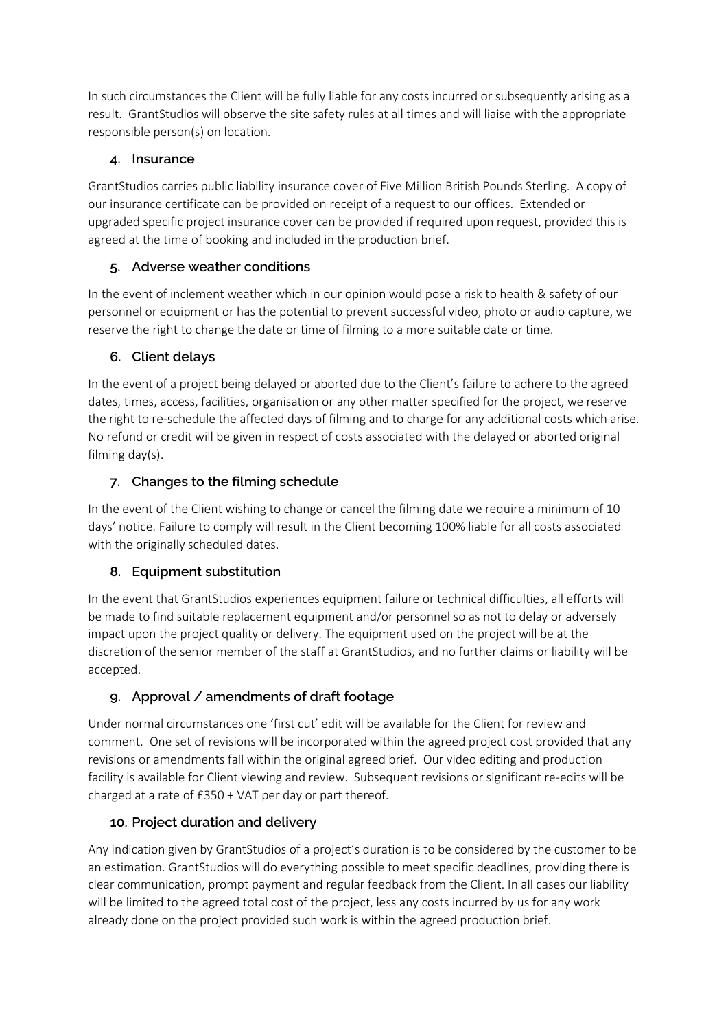In such circumstances the Client will be fully liable for any costs incurred or subsequently arising as a result. GrantStudios will observe the site safety rules at all times and will liaise with the appropriate responsible person(s) on location.

## 4. Insurance

GrantStudios carries public liability insurance cover of Five Million British Pounds Sterling. A copy of our insurance certificate can be provided on receipt of a request to our offices. Extended or upgraded specific project insurance cover can be provided if required upon request, provided this is agreed at the time of booking and included in the production brief.

## 5. Adverse weather conditions

In the event of inclement weather which in our opinion would pose a risk to health & safety of our personnel or equipment or has the potential to prevent successful video, photo or audio capture, we reserve the right to change the date or time of filming to a more suitable date or time.

## 6. Client delays

In the event of a project being delayed or aborted due to the Client's failure to adhere to the agreed dates, times, access, facilities, organisation or any other matter specified for the project, we reserve the right to re-schedule the affected days of filming and to charge for any additional costs which arise. No refund or credit will be given in respect of costs associated with the delayed or aborted original filming day(s).

## 7. Changes to the filming schedule

In the event of the Client wishing to change or cancel the filming date we require a minimum of 10 days' notice. Failure to comply will result in the Client becoming 100% liable for all costs associated with the originally scheduled dates.

## 8. Equipment substitution

In the event that GrantStudios experiences equipment failure or technical difficulties, all efforts will be made to find suitable replacement equipment and/or personnel so as not to delay or adversely impact upon the project quality or delivery. The equipment used on the project will be at the discretion of the senior member of the staff at GrantStudios, and no further claims or liability will be accepted.

## 9. Approval / amendments of draft footage

Under normal circumstances one 'first cut' edit will be available for the Client for review and comment. One set of revisions will be incorporated within the agreed project cost provided that any revisions or amendments fall within the original agreed brief. Our video editing and production facility is available for Client viewing and review. Subsequent revisions or significant re-edits will be charged at a rate of £350 + VAT per day or part thereof.

## 10. Project duration and delivery

Any indication given by GrantStudios of a project's duration is to be considered by the customer to be an estimation. GrantStudios will do everything possible to meet specific deadlines, providing there is clear communication, prompt payment and regular feedback from the Client. In all cases our liability will be limited to the agreed total cost of the project, less any costs incurred by us for any work already done on the project provided such work is within the agreed production brief.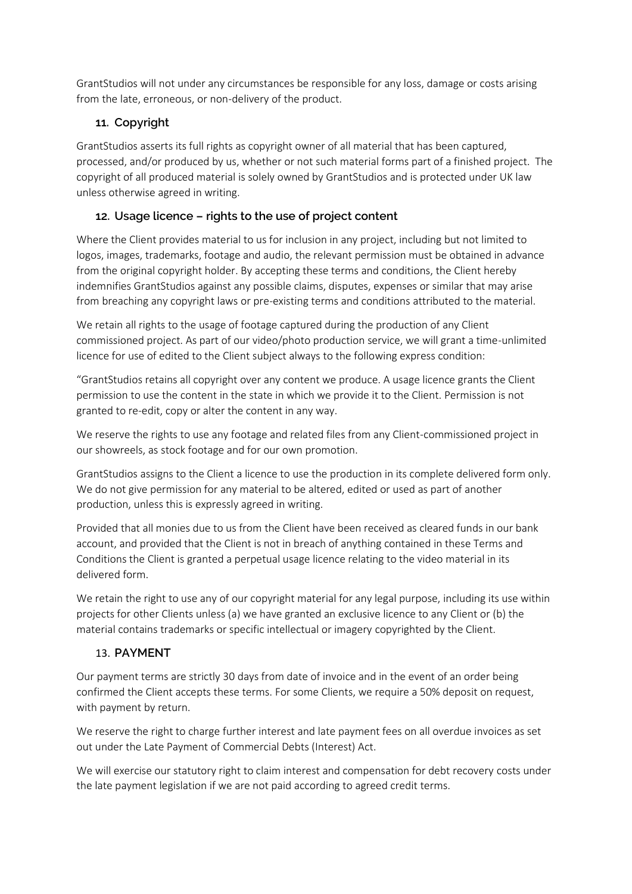GrantStudios will not under any circumstances be responsible for any loss, damage or costs arising from the late, erroneous, or non-delivery of the product.

## 11. Copyright

GrantStudios asserts its full rights as copyright owner of all material that has been captured, processed, and/or produced by us, whether or not such material forms part of a finished project. The copyright of all produced material is solely owned by GrantStudios and is protected under UK law unless otherwise agreed in writing.

## 12. Usage licence – rights to the use of project content

Where the Client provides material to us for inclusion in any project, including but not limited to logos, images, trademarks, footage and audio, the relevant permission must be obtained in advance from the original copyright holder. By accepting these terms and conditions, the Client hereby indemnifies GrantStudios against any possible claims, disputes, expenses or similar that may arise from breaching any copyright laws or pre-existing terms and conditions attributed to the material.

We retain all rights to the usage of footage captured during the production of any Client commissioned project. As part of our video/photo production service, we will grant a time-unlimited licence for use of edited to the Client subject always to the following express condition:

"GrantStudios retains all copyright over any content we produce. A usage licence grants the Client permission to use the content in the state in which we provide it to the Client. Permission is not granted to re-edit, copy or alter the content in any way.

We reserve the rights to use any footage and related files from any Client-commissioned project in our showreels, as stock footage and for our own promotion.

GrantStudios assigns to the Client a licence to use the production in its complete delivered form only. We do not give permission for any material to be altered, edited or used as part of another production, unless this is expressly agreed in writing.

Provided that all monies due to us from the Client have been received as cleared funds in our bank account, and provided that the Client is not in breach of anything contained in these Terms and Conditions the Client is granted a perpetual usage licence relating to the video material in its delivered form.

We retain the right to use any of our copyright material for any legal purpose, including its use within projects for other Clients unless (a) we have granted an exclusive licence to any Client or (b) the material contains trademarks or specific intellectual or imagery copyrighted by the Client.

## 13. PAYMENT

Our payment terms are strictly 30 days from date of invoice and in the event of an order being confirmed the Client accepts these terms. For some Clients, we require a 50% deposit on request, with payment by return.

We reserve the right to charge further interest and late payment fees on all overdue invoices as set out under the Late Payment of Commercial Debts (Interest) Act.

We will exercise our statutory right to claim interest and compensation for debt recovery costs under the late payment legislation if we are not paid according to agreed credit terms.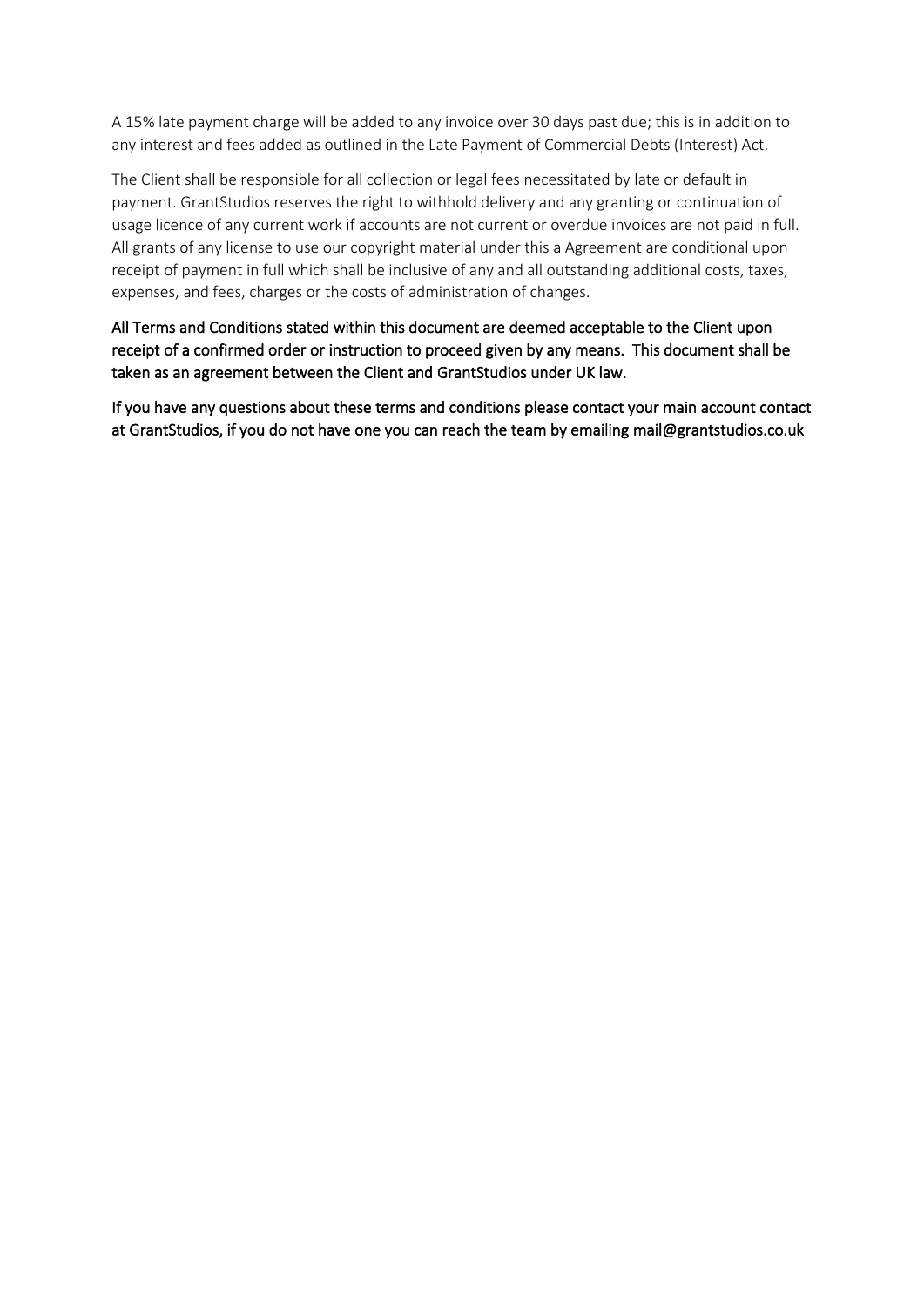A 15% late payment charge will be added to any invoice over 30 days past due; this is in addition to any interest and fees added as outlined in the Late Payment of Commercial Debts (Interest) Act.

The Client shall be responsible for all collection or legal fees necessitated by late or default in payment. GrantStudios reserves the right to withhold delivery and any granting or continuation of usage licence of any current work if accounts are not current or overdue invoices are not paid in full. All grants of any license to use our copyright material under this a Agreement are conditional upon receipt of payment in full which shall be inclusive of any and all outstanding additional costs, taxes, expenses, and fees, charges or the costs of administration of changes.

All Terms and Conditions stated within this document are deemed acceptable to the Client upon receipt of a confirmed order or instruction to proceed given by any means. This document shall be taken as an agreement between the Client and GrantStudios under UK law.

If you have any questions about these terms and conditions please contact your main account contact at GrantStudios, if you do not have one you can reach the team by emailing mail@grantstudios.co.uk